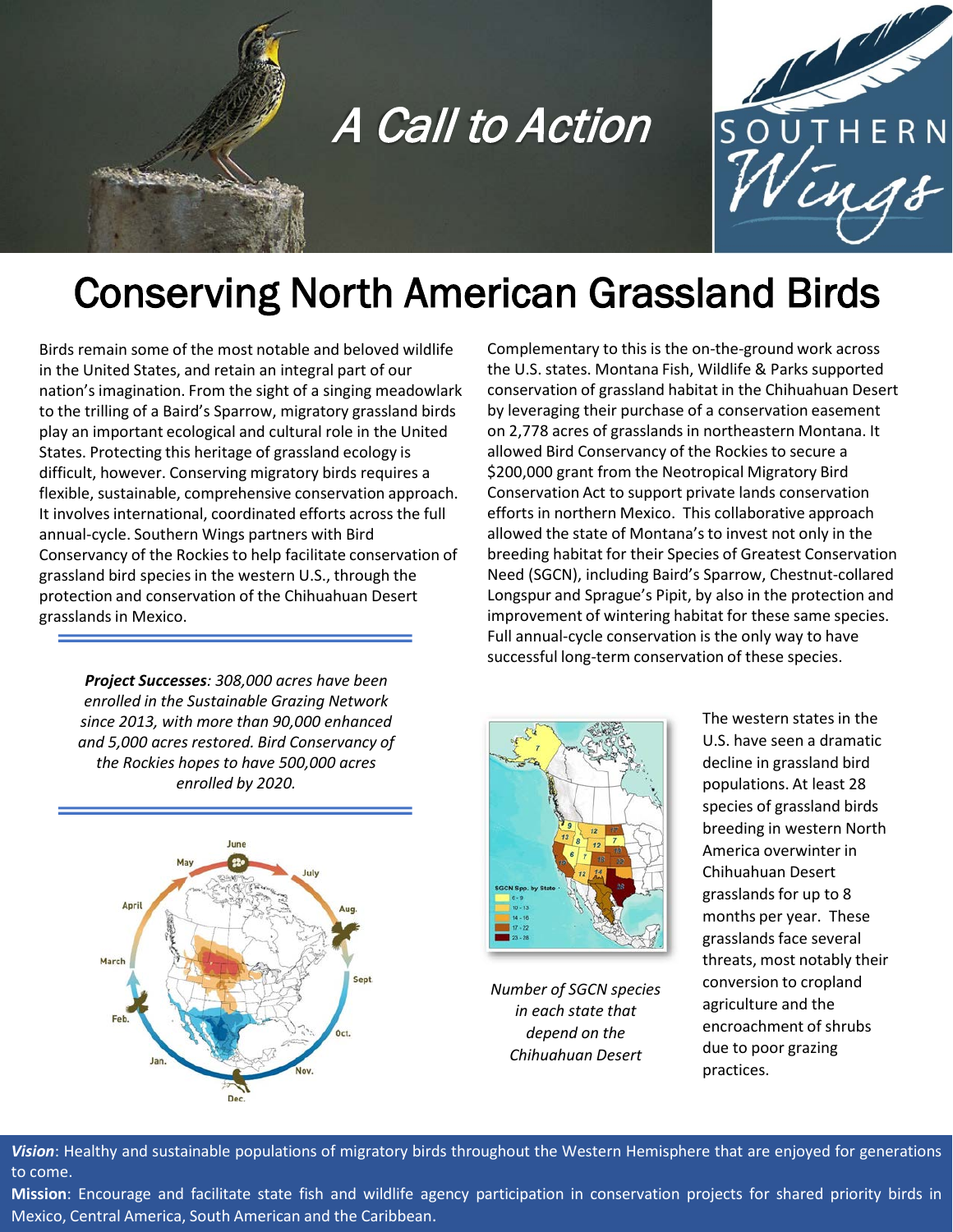# A Call to Action

SOUTHERN Wings

# Conserving North American Grassland Birds

Birds remain some of the most notable and beloved wildlife in the United States, and retain an integral part of our nation's imagination. From the sight of a singing meadowlark to the trilling of a Baird's Sparrow, migratory grassland birds play an important ecological and cultural role in the United States. Protecting this heritage of grassland ecology is difficult, however. Conserving migratory birds requires a flexible, sustainable, comprehensive conservation approach. It involves international, coordinated efforts across the full annual-cycle. Southern Wings partners with Bird Conservancy of the Rockies to help facilitate conservation of grassland bird species in the western U.S., through the protection and conservation of the Chihuahuan Desert grasslands in Mexico.

*__Project Successes__: 308,000 acres have been enrolled in the Sustainable Grazing Network since 2013, with more than 90,000 enhanced and 5,000 acres restored. Bird Conservancy of the Rockies hopes to have 500,000 acres enrolled by 2020.*

Complementary to this is the on-the-ground work across the U.S. states. Montana Fish, Wildlife & Parks supported conservation of grassland habitat in the Chihuahuan Desert by leveraging their purchase of a conservation easement on 2,778 acres of grasslands in northeastern Montana. It allowed Bird Conservancy of the Rockies to secure a $200,000 grant from the Neotropical Migratory Bird Conservation Act to support private lands conservation efforts in northern Mexico. This collaborative approach allowed the state of Montana's to invest not only in the breeding habitat for their Species of Greatest Conservation Need (SGCN), including Baird's Sparrow, Chestnut-collared Longspur and Sprague's Pipit, by also in the protection and improvement of wintering habitat for these same species. Full annual-cycle conservation is the only way to have successful long-term conservation of these species.

*Number of SGCN species in each state that depend on the Chihuahuan Desert*

The western states in the U.S. have seen a dramatic decline in grassland bird populations. At least 28 species of grassland birds breeding in western North America overwinter in Chihuahuan Desert grasslands for up to 8 months per year. These grasslands face several threats, most notably their conversion to cropland agriculture and the encroachment of shrubs due to poor grazing practices.

***Vision***: Healthy and sustainable populations of migratory birds throughout the Western Hemisphere that are enjoyed for generations to come.

**Mission**: Encourage and facilitate state fish and wildlife agency participation in conservation projects for shared priority birds in Mexico, Central America, South American and the Caribbean.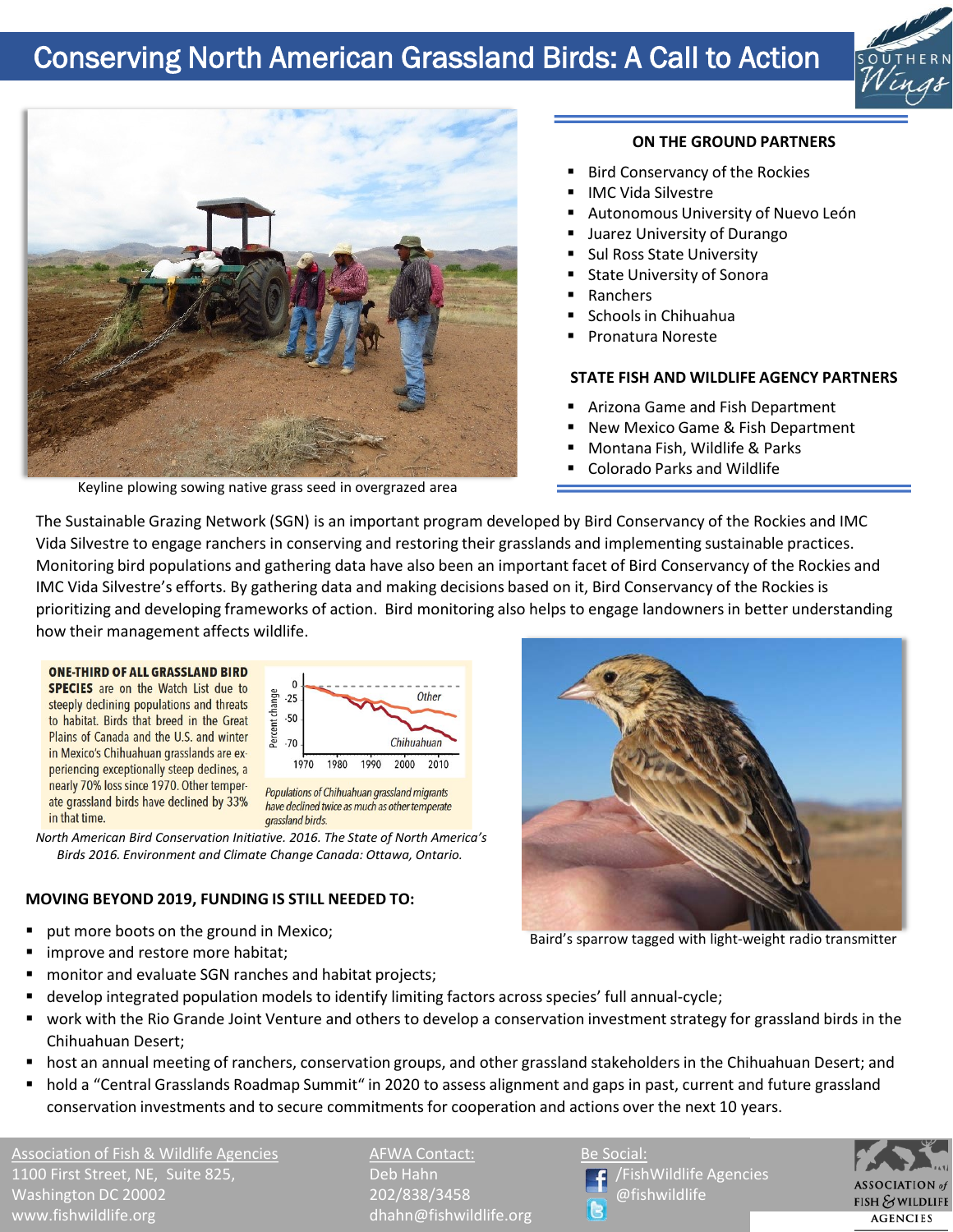# Conserving North American Grassland Birds: A Call to Action

Keyline plowing sowing native grass seed in overgrazed area

**ON THE GROUND PARTNERS**

- Bird Conservancy of the Rockies
- IMC Vida Silvestre
- Autonomous University of Nuevo León
- Juarez University of Durango
- Sul Ross State University
- State University of Sonora
- Ranchers
- Schools in Chihuahua
- Pronatura Noreste

**STATE FISH AND WILDLIFE AGENCY PARTNERS**

- Arizona Game and Fish Department
- New Mexico Game & Fish Department
- Montana Fish, Wildlife & Parks
- Colorado Parks and Wildlife

The Sustainable Grazing Network (SGN) is an important program developed by Bird Conservancy of the Rockies and IMC Vida Silvestre to engage ranchers in conserving and restoring their grasslands and implementing sustainable practices. Monitoring bird populations and gathering data have also been an important facet of Bird Conservancy of the Rockies and IMC Vida Silvestre's efforts. By gathering data and making decisions based on it, Bird Conservancy of the Rockies is prioritizing and developing frameworks of action. Bird monitoring also helps to engage landowners in better understanding how their management affects wildlife.

**ONE-THIRD OF ALL GRASSLAND BIRD SPECIES** are on the Watch List due to steeply declining populations and threats to habitat. Birds that breed in the Great Plains of Canada and the U.S. and winter in Mexico's Chihuahuan grasslands are experiencing exceptionally steep declines, a nearly 70% loss since 1970. Other temperate grassland birds have declined by 33% in that time.

Percent change
0
-25
-50
-70
1970 1980 1990 2000 2010
Other
Chihuahuan

*Populations of Chihuahuan grassland migrants have declined twice as much as other temperate grassland birds.*

*North American Bird Conservation Initiative. 2016. The State of North America's Birds 2016. Environment and Climate Change Canada: Ottawa, Ontario.*

Baird's sparrow tagged with light-weight radio transmitter

**MOVING BEYOND 2019, FUNDING IS STILL NEEDED TO:**

- put more boots on the ground in Mexico;
- improve and restore more habitat;
- monitor and evaluate SGN ranches and habitat projects;
- develop integrated population models to identify limiting factors across species' full annual-cycle;
- work with the Rio Grande Joint Venture and others to develop a conservation investment strategy for grassland birds in the Chihuahuan Desert;
- host an annual meeting of ranchers, conservation groups, and other grassland stakeholders in the Chihuahuan Desert; and
- hold a "Central Grasslands Roadmap Summit" in 2020 to assess alignment and gaps in past, current and future grassland conservation investments and to secure commitments for cooperation and actions over the next 10 years.

Association of Fish & Wildlife Agencies
1100 First Street, NE, Suite 825,
Washington DC 20002
www.fishwildlife.org

AFWA Contact:
Deb Hahn
202/838/3458
dhahn@fishwildlife.org

Be Social:
/FishWildlife Agencies
@fishwildlife